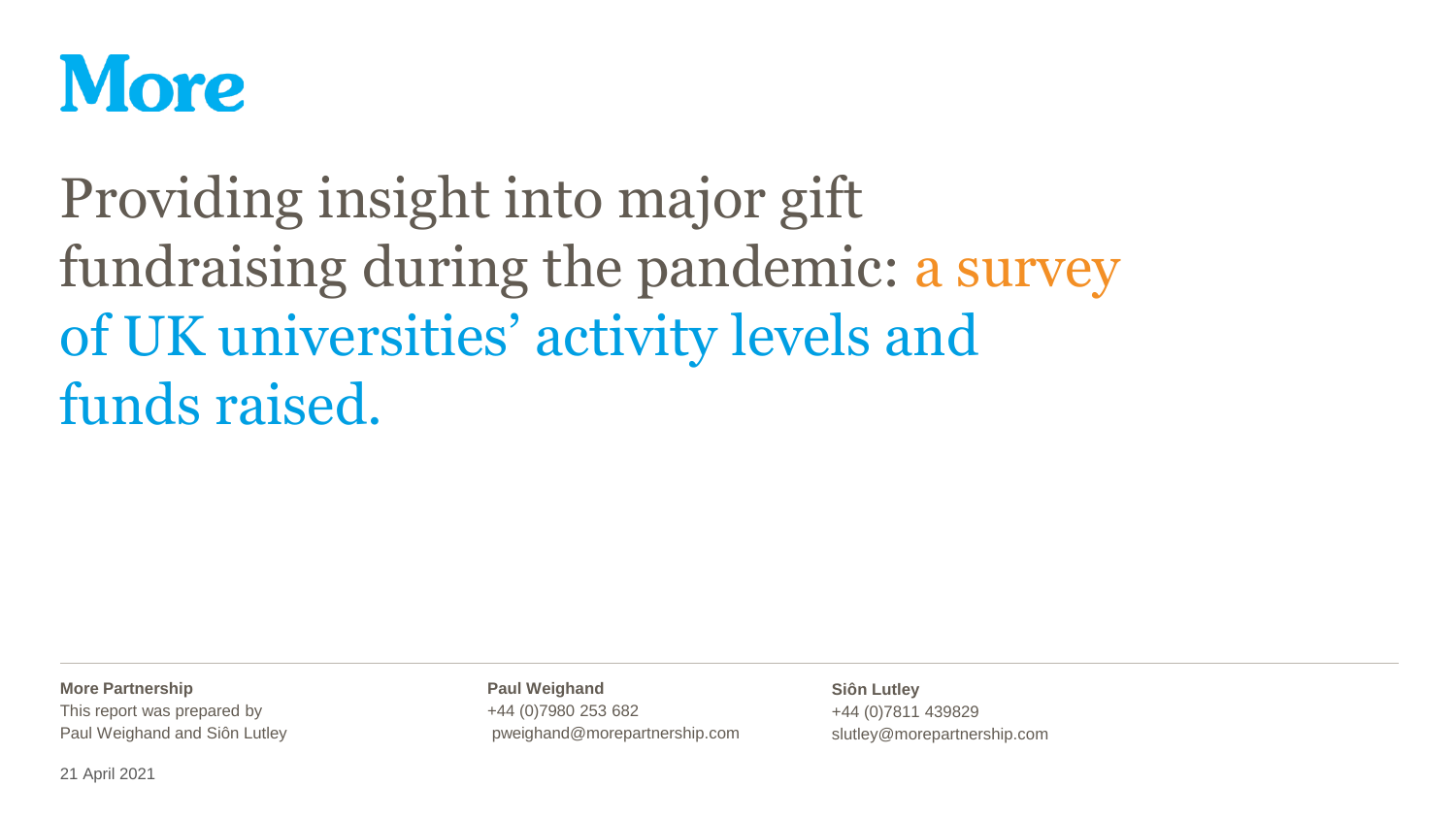# More

# Providing insight into major gift fundraising during the pandemic: a survey of UK universities' activity levels and funds raised.

**More Partnership**
This report was prepared by
Paul Weighand and Siôn Lutley

**Paul Weighand**
+44 (0)7980 253 682
pweighand@morepartnership.com

**Siôn Lutley**
+44 (0)7811 439829
slutley@morepartnership.com

21 April 2021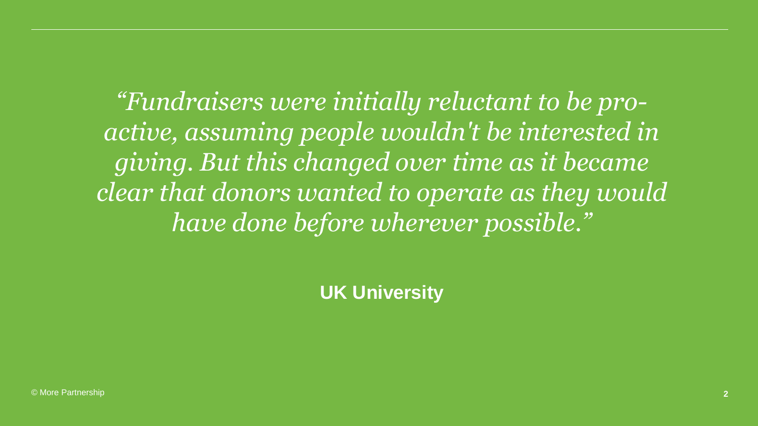*"Fundraisers were initially reluctant to be pro-active, assuming people wouldn't be interested in giving. But this changed over time as it became clear that donors wanted to operate as they would have done before wherever possible."*

**UK University**

© More Partnership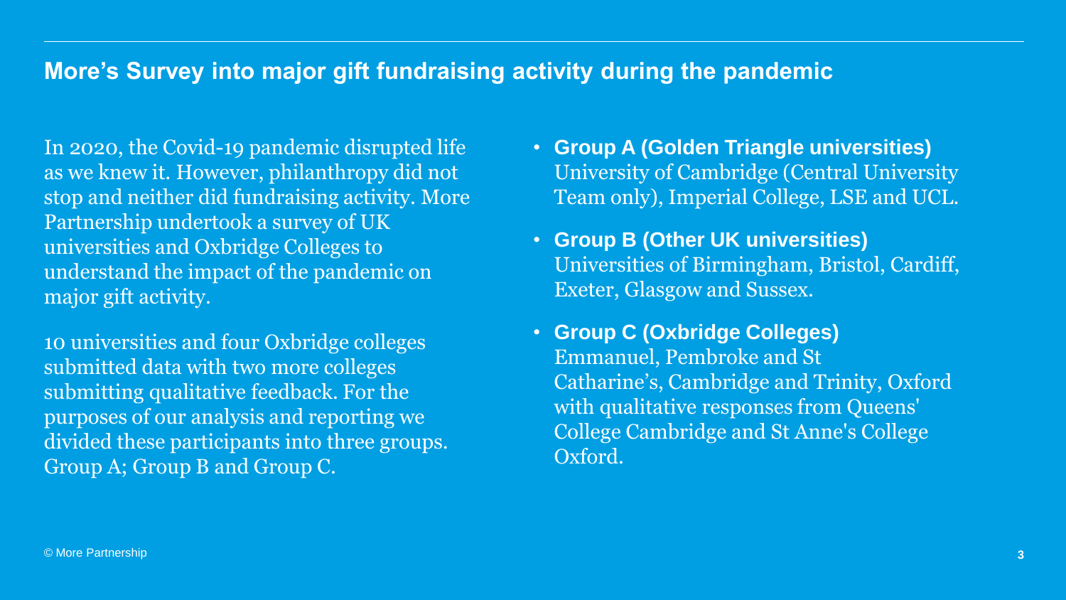## More's Survey into major gift fundraising activity during the pandemic

In 2020, the Covid-19 pandemic disrupted life as we knew it. However, philanthropy did not stop and neither did fundraising activity. More Partnership undertook a survey of UK universities and Oxbridge Colleges to understand the impact of the pandemic on major gift activity.

10 universities and four Oxbridge colleges submitted data with two more colleges submitting qualitative feedback. For the purposes of our analysis and reporting we divided these participants into three groups. Group A; Group B and Group C.

- **Group A (Golden Triangle universities)**
  University of Cambridge (Central University Team only), Imperial College, LSE and UCL.
- **Group B (Other UK universities)**
  Universities of Birmingham, Bristol, Cardiff, Exeter, Glasgow and Sussex.
- **Group C (Oxbridge Colleges)**
  Emmanuel, Pembroke and St Catharine's, Cambridge and Trinity, Oxford with qualitative responses from Queens' College Cambridge and St Anne's College Oxford.

© More Partnership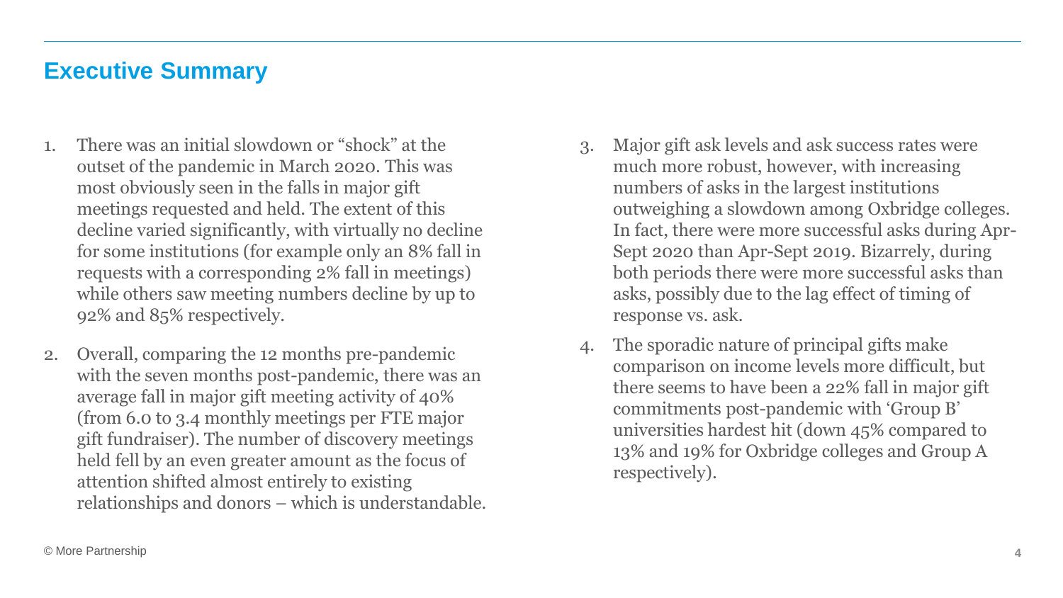## Executive Summary

1. There was an initial slowdown or "shock" at the outset of the pandemic in March 2020. This was most obviously seen in the falls in major gift meetings requested and held. The extent of this decline varied significantly, with virtually no decline for some institutions (for example only an 8% fall in requests with a corresponding 2% fall in meetings) while others saw meeting numbers decline by up to 92% and 85% respectively.

2. Overall, comparing the 12 months pre-pandemic with the seven months post-pandemic, there was an average fall in major gift meeting activity of 40% (from 6.0 to 3.4 monthly meetings per FTE major gift fundraiser). The number of discovery meetings held fell by an even greater amount as the focus of attention shifted almost entirely to existing relationships and donors – which is understandable.

3. Major gift ask levels and ask success rates were much more robust, however, with increasing numbers of asks in the largest institutions outweighing a slowdown among Oxbridge colleges. In fact, there were more successful asks during Apr-Sept 2020 than Apr-Sept 2019. Bizarrely, during both periods there were more successful asks than asks, possibly due to the lag effect of timing of response vs. ask.

4. The sporadic nature of principal gifts make comparison on income levels more difficult, but there seems to have been a 22% fall in major gift commitments post-pandemic with 'Group B' universities hardest hit (down 45% compared to 13% and 19% for Oxbridge colleges and Group A respectively).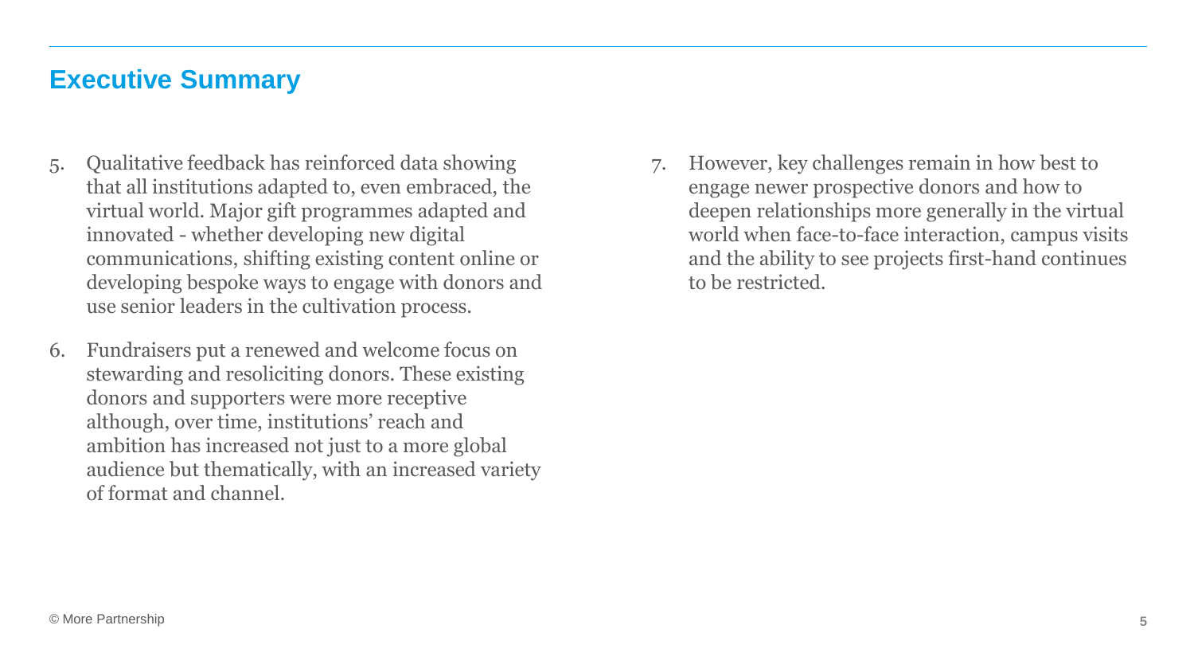## Executive Summary

5. Qualitative feedback has reinforced data showing that all institutions adapted to, even embraced, the virtual world. Major gift programmes adapted and innovated - whether developing new digital communications, shifting existing content online or developing bespoke ways to engage with donors and use senior leaders in the cultivation process.

6. Fundraisers put a renewed and welcome focus on stewarding and resoliciting donors. These existing donors and supporters were more receptive although, over time, institutions' reach and ambition has increased not just to a more global audience but thematically, with an increased variety of format and channel.

7. However, key challenges remain in how best to engage newer prospective donors and how to deepen relationships more generally in the virtual world when face-to-face interaction, campus visits and the ability to see projects first-hand continues to be restricted.

© More Partnership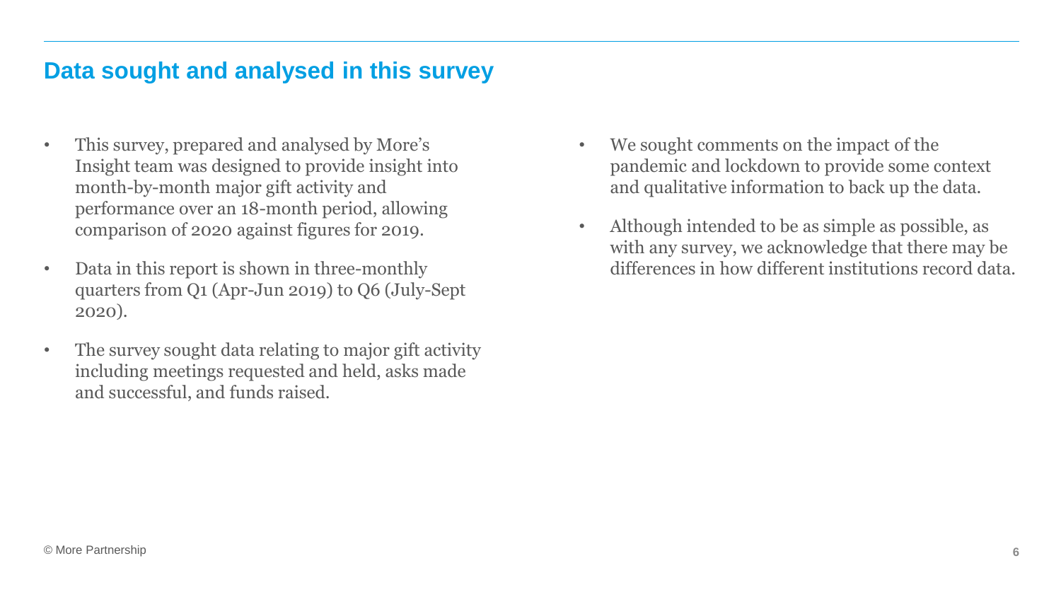## Data sought and analysed in this survey

- This survey, prepared and analysed by More's Insight team was designed to provide insight into month-by-month major gift activity and performance over an 18-month period, allowing comparison of 2020 against figures for 2019.
- Data in this report is shown in three-monthly quarters from Q1 (Apr-Jun 2019) to Q6 (July-Sept 2020).
- The survey sought data relating to major gift activity including meetings requested and held, asks made and successful, and funds raised.
- We sought comments on the impact of the pandemic and lockdown to provide some context and qualitative information to back up the data.
- Although intended to be as simple as possible, as with any survey, we acknowledge that there may be differences in how different institutions record data.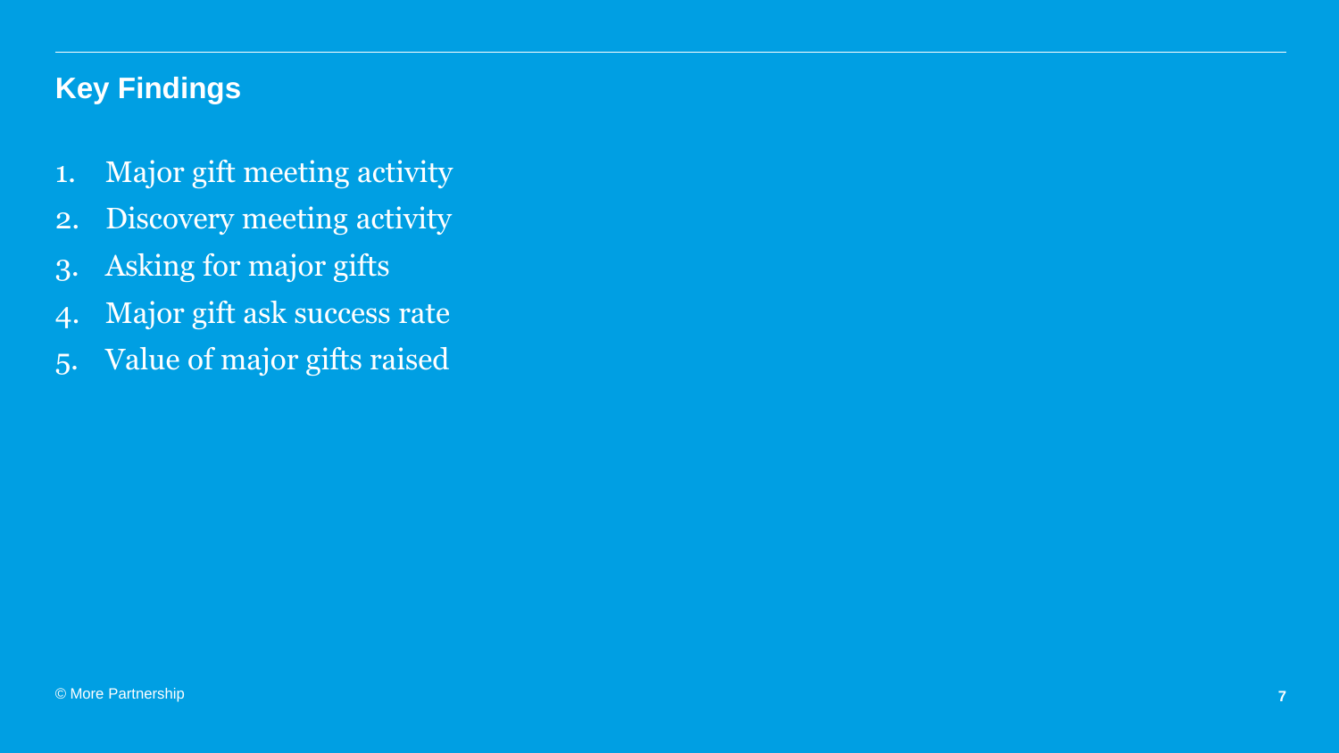## Key Findings

1. Major gift meeting activity
2. Discovery meeting activity
3. Asking for major gifts
4. Major gift ask success rate
5. Value of major gifts raised

© More Partnership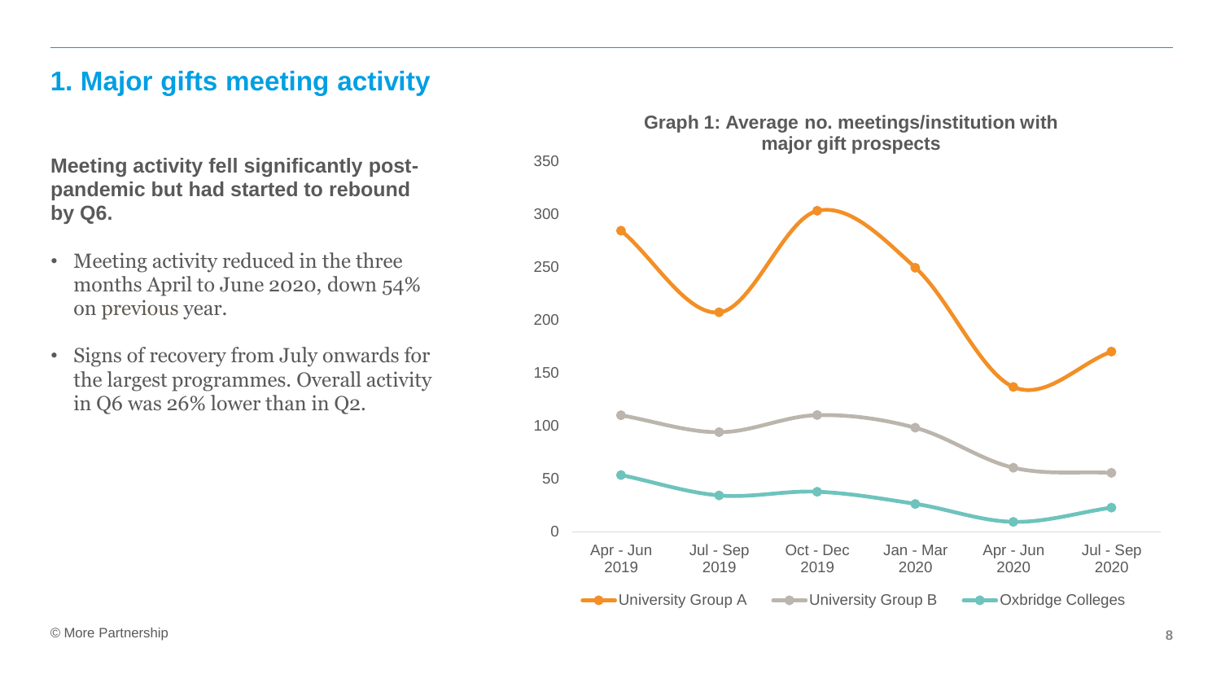# 1. Major gifts meeting activity

**Meeting activity fell significantly post-pandemic but had started to rebound by Q6.**

- Meeting activity reduced in the three months April to June 2020, down 54% on previous year.
- Signs of recovery from July onwards for the largest programmes. Overall activity in Q6 was 26% lower than in Q2.

**Graph 1: Average no. meetings/institution with major gift prospects**

| | Apr - Jun 2019 | Jul - Sep 2019 | Oct - Dec 2019 | Jan - Mar 2020 | Apr - Jun 2020 | Jul - Sep 2020 |
|---|---|---|---|---|---|---|
| University Group A | ~284 | ~207 | ~303 | ~249 | ~136 | ~170 |
| University Group B | ~110 | ~94 | ~110 | ~98 | ~60 | ~56 |
| Oxbridge Colleges | ~54 | ~34 | ~38 | ~27 | ~10 | ~23 |

© More Partnership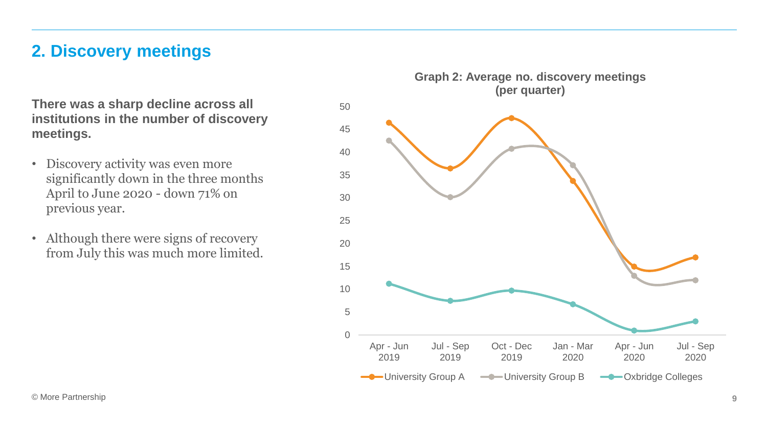## 2. Discovery meetings

**There was a sharp decline across all institutions in the number of discovery meetings.**

- Discovery activity was even more significantly down in the three months April to June 2020 - down 71% on previous year.
- Although there were signs of recovery from July this was much more limited.

**Graph 2: Average no. discovery meetings (per quarter)**

© More Partnership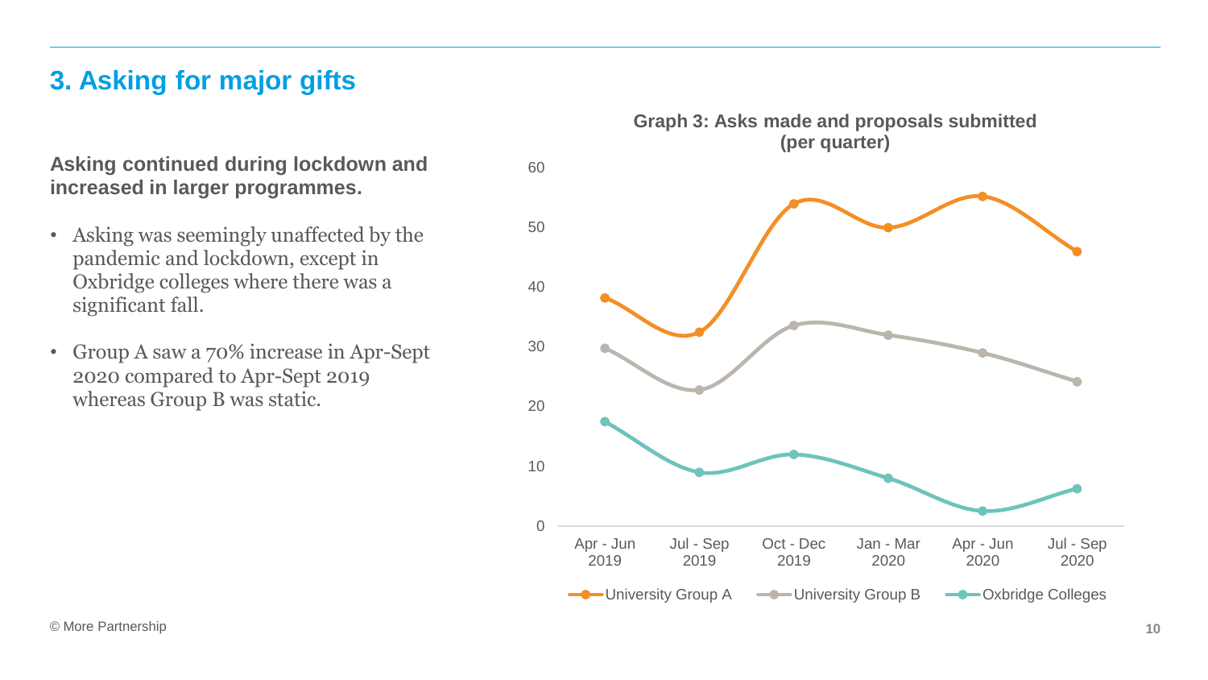## 3. Asking for major gifts

**Asking continued during lockdown and increased in larger programmes.**

- Asking was seemingly unaffected by the pandemic and lockdown, except in Oxbridge colleges where there was a significant fall.
- Group A saw a 70% increase in Apr-Sept 2020 compared to Apr-Sept 2019 whereas Group B was static.

**Graph 3: Asks made and proposals submitted (per quarter)**

© More Partnership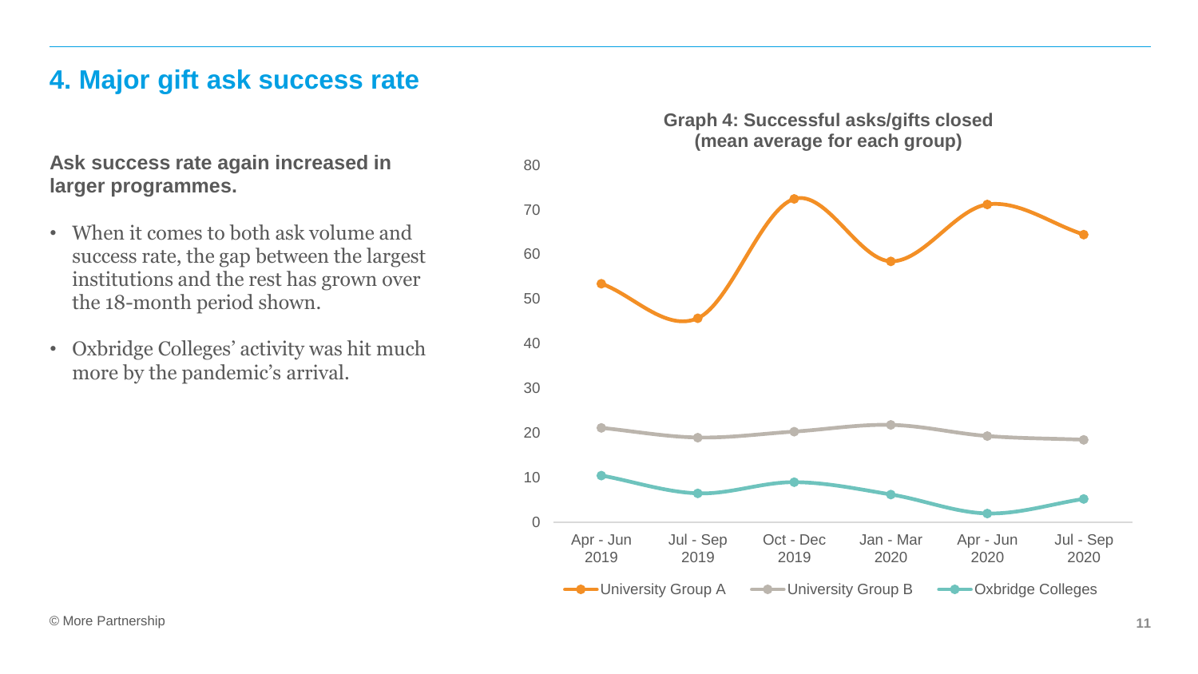## 4. Major gift ask success rate

**Ask success rate again increased in larger programmes.**

- When it comes to both ask volume and success rate, the gap between the largest institutions and the rest has grown over the 18-month period shown.
- Oxbridge Colleges' activity was hit much more by the pandemic's arrival.

**Graph 4: Successful asks/gifts closed (mean average for each group)**

| | Apr - Jun 2019 | Jul - Sep 2019 | Oct - Dec 2019 | Jan - Mar 2020 | Apr - Jun 2020 | Jul - Sep 2020 |
|---|---|---|---|---|---|---|
| University Group A | 53.5 | 45.5 | 72.5 | 58.5 | 71 | 64.5 |
| University Group B | 21 | 19 | 20.5 | 22 | 19.5 | 18.5 |
| Oxbridge Colleges | 10.5 | 6.5 | 9 | 6.5 | 2 | 5 |

*(Values approximate, read from graph.)*

© More Partnership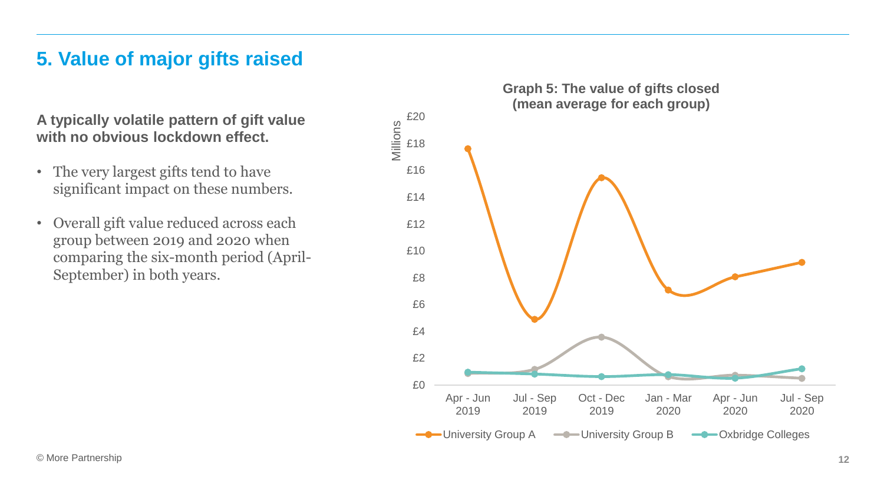## 5. Value of major gifts raised

**A typically volatile pattern of gift value with no obvious lockdown effect.**

- The very largest gifts tend to have significant impact on these numbers.
- Overall gift value reduced across each group between 2019 and 2020 when comparing the six-month period (April-September) in both years.

**Graph 5: The value of gifts closed (mean average for each group)**

Millions

£20
£18
£16
£14
£12
£10
£8
£6
£4
£2
£0

Apr - Jun 2019 | Jul - Sep 2019 | Oct - Dec 2019 | Jan - Mar 2020 | Apr - Jun 2020 | Jul - Sep 2020

University Group A | University Group B | Oxbridge Colleges

© More Partnership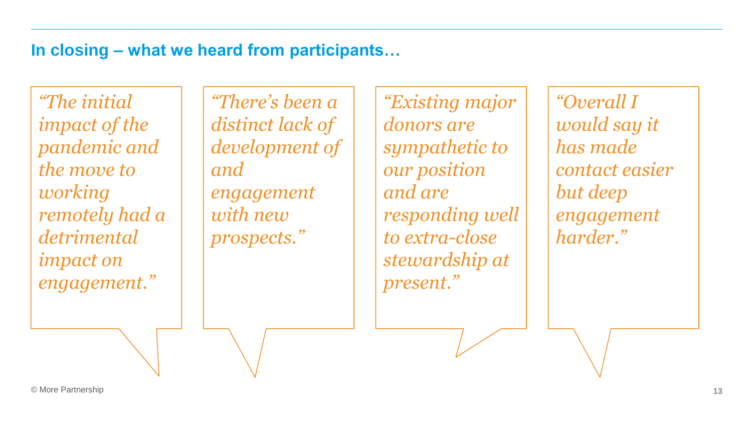## In closing – what we heard from participants…

*"The initial impact of the pandemic and the move to working remotely had a detrimental impact on engagement."*

*"There's been a distinct lack of development of and engagement with new prospects."*

*"Existing major donors are sympathetic to our position and are responding well to extra-close stewardship at present."*

*"Overall I would say it has made contact easier but deep engagement harder."*

© More Partnership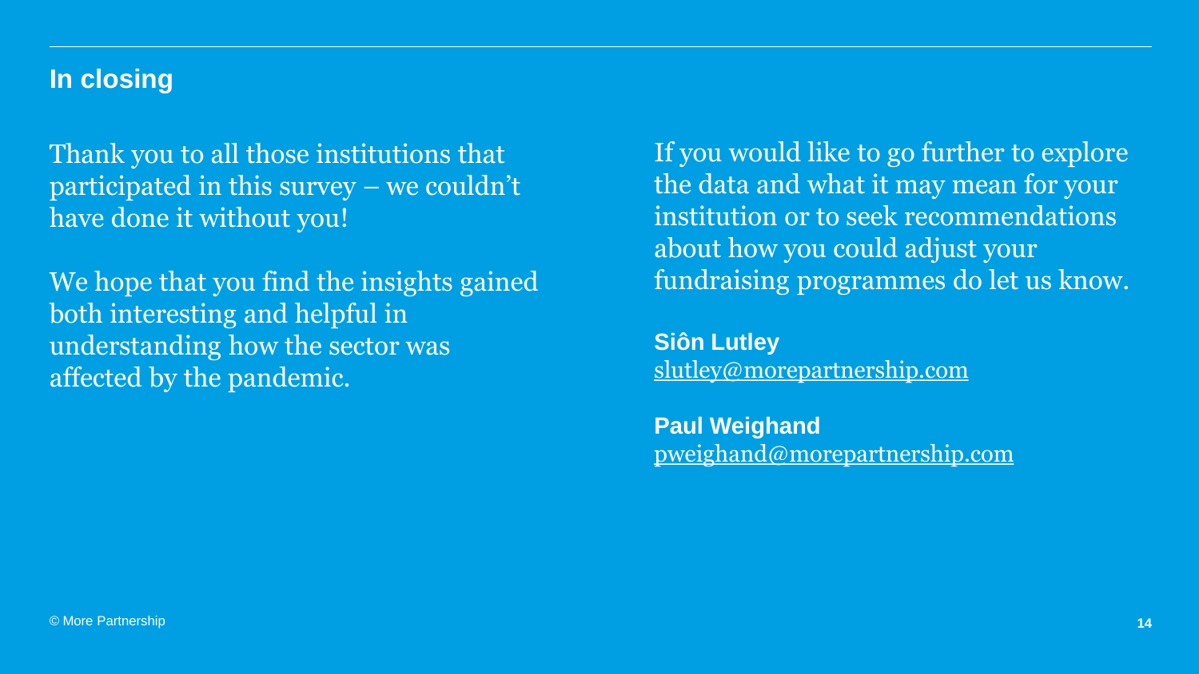## In closing

Thank you to all those institutions that participated in this survey – we couldn't have done it without you!

We hope that you find the insights gained both interesting and helpful in understanding how the sector was affected by the pandemic.

If you would like to go further to explore the data and what it may mean for your institution or to seek recommendations about how you could adjust your fundraising programmes do let us know.

**Siôn Lutley**
slutley@morepartnership.com

**Paul Weighand**
pweighand@morepartnership.com

© More Partnership